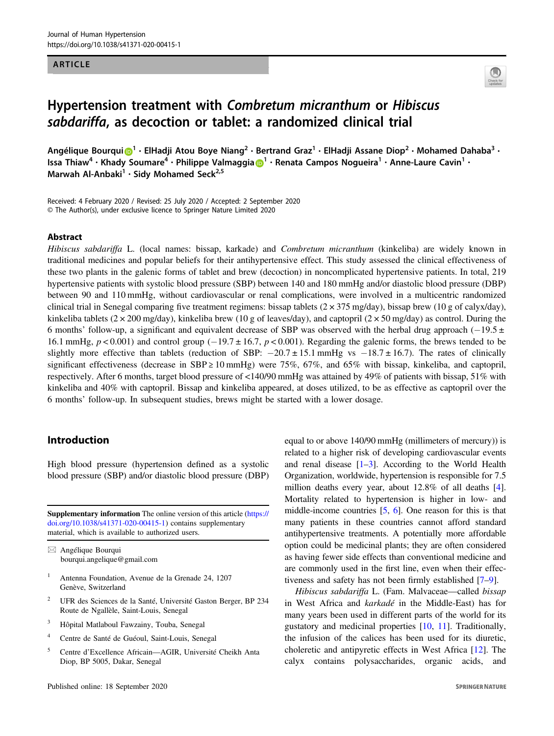ARTICLE

# Hypertension treatment with *Combretum micranthum* or *Hibiscus sabdariffa*, as decoction or tablet: a randomized clinical trial

Angélique Bourqui[1] · ElHadji Atou Boye Niang[2] · Bertrand Graz[1] · ElHadji Assane Diop[2] · Mohamed Dahaba[3] · Issa Thiaw[4] · Khady Soumare[4] · Philippe Valmaggia[1] · Renata Campos Nogueira[1] · Anne-Laure Cavin[1] · Marwah Al-Anbaki[1] · Sidy Mohamed Seck[2,5]

Received: 4 February 2020 / Revised: 25 July 2020 / Accepted: 2 September 2020
© The Author(s), under exclusive licence to Springer Nature Limited 2020

## Abstract

*Hibiscus sabdariffa* L. (local names: bissap, karkade) and *Combretum micranthum* (kinkeliba) are widely known in traditional medicines and popular beliefs for their antihypertensive effect. This study assessed the clinical effectiveness of these two plants in the galenic forms of tablet and brew (decoction) in noncomplicated hypertensive patients. In total, 219 hypertensive patients with systolic blood pressure (SBP) between 140 and 180 mmHg and/or diastolic blood pressure (DBP) between 90 and 110 mmHg, without cardiovascular or renal complications, were involved in a multicentric randomized clinical trial in Senegal comparing five treatment regimens: bissap tablets (2 × 375 mg/day), bissap brew (10 g of calyx/day), kinkeliba tablets (2 × 200 mg/day), kinkeliba brew (10 g of leaves/day), and captopril (2 × 50 mg/day) as control. During the 6 months' follow-up, a significant and equivalent decrease of SBP was observed with the herbal drug approach ($-19.5 \pm 16.1$ mmHg, $p < 0.001$) and control group ($-19.7 \pm 16.7$, $p < 0.001$). Regarding the galenic forms, the brews tended to be slightly more effective than tablets (reduction of SBP: $-20.7 \pm 15.1$ mmHg vs $-18.7 \pm 16.7$). The rates of clinically significant effectiveness (decrease in SBP ≥ 10 mmHg) were 75%, 67%, and 65% with bissap, kinkeliba, and captopril, respectively. After 6 months, target blood pressure of <140/90 mmHg was attained by 49% of patients with bissap, 51% with kinkeliba and 40% with captopril. Bissap and kinkeliba appeared, at doses utilized, to be as effective as captopril over the 6 months' follow-up. In subsequent studies, brews might be started with a lower dosage.

## Introduction

High blood pressure (hypertension defined as a systolic blood pressure (SBP) and/or diastolic blood pressure (DBP) equal to or above 140/90 mmHg (millimeters of mercury)) is related to a higher risk of developing cardiovascular events and renal disease [1–3]. According to the World Health Organization, worldwide, hypertension is responsible for 7.5 million deaths every year, about 12.8% of all deaths [4]. Mortality related to hypertension is higher in low- and middle-income countries [5, 6]. One reason for this is that many patients in these countries cannot afford standard antihypertensive treatments. A potentially more affordable option could be medicinal plants; they are often considered as having fewer side effects than conventional medicine and are commonly used in the first line, even when their effectiveness and safety has not been firmly established [7–9].

*Hibiscus sabdariffa* L. (Fam. Malvaceae—called *bissap* in West Africa and *karkadé* in the Middle-East) has for many years been used in different parts of the world for its gustatory and medicinal properties [10, 11]. Traditionally, the infusion of the calices has been used for its diuretic, choleretic and antipyretic effects in West Africa [12]. The calyx contains polysaccharides, organic acids, and

---

**Supplementary information** The online version of this article (https://doi.org/10.1038/s41371-020-00415-1) contains supplementary material, which is available to authorized users.

✉ Angélique Bourqui
bourqui.angelique@gmail.com

1 Antenna Foundation, Avenue de la Grenade 24, 1207 Genève, Switzerland

2 UFR des Sciences de la Santé, Université Gaston Berger, BP 234 Route de Ngallèle, Saint-Louis, Senegal

3 Hôpital Matlaboul Fawzainy, Touba, Senegal

4 Centre de Santé de Guéoul, Saint-Louis, Senegal

5 Centre d'Excellence Africain—AGIR, Université Cheikh Anta Diop, BP 5005, Dakar, Senegal

Published online: 18 September 2020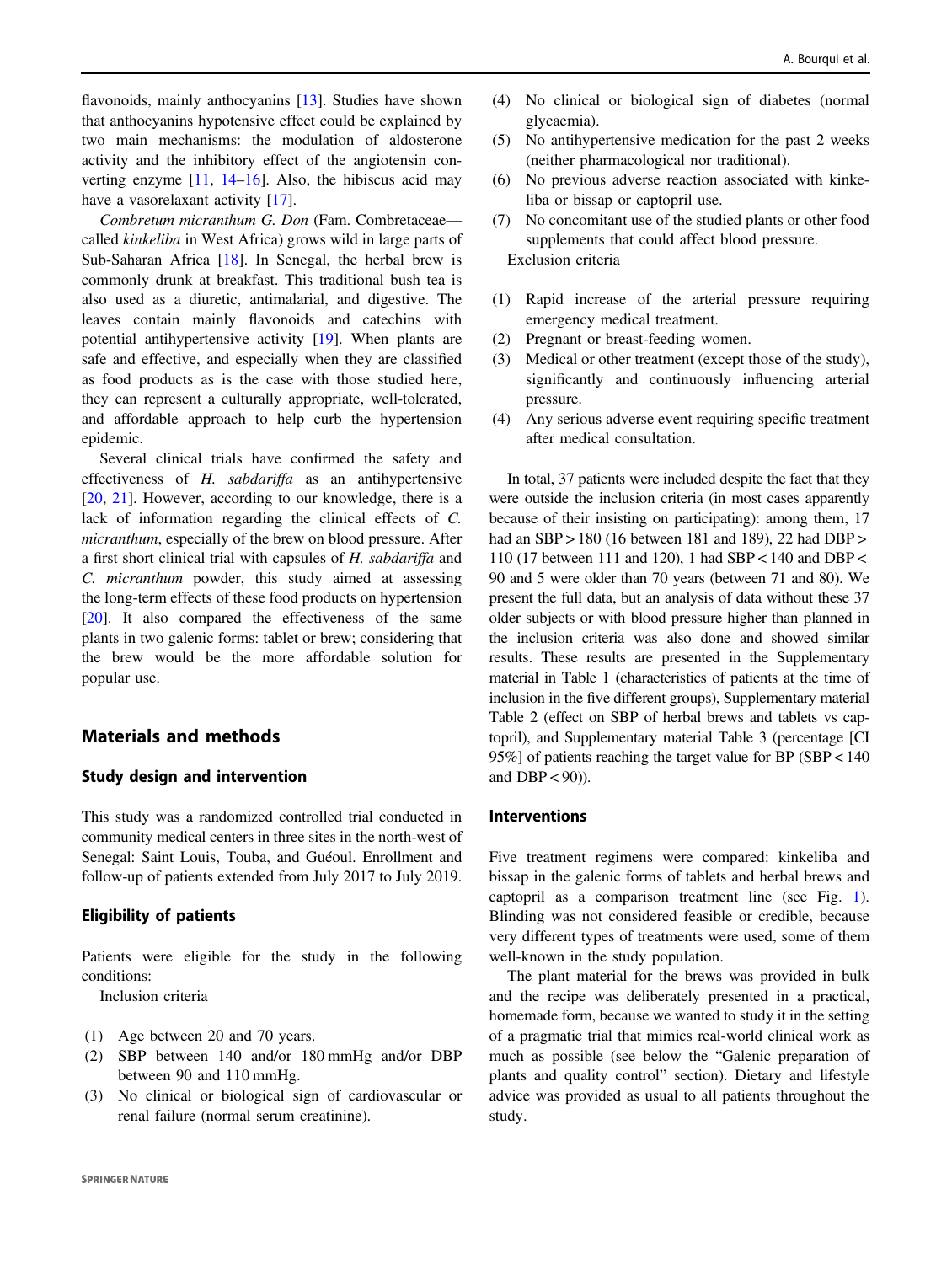flavonoids, mainly anthocyanins [13]. Studies have shown that anthocyanins hypotensive effect could be explained by two main mechanisms: the modulation of aldosterone activity and the inhibitory effect of the angiotensin converting enzyme [11, 14–16]. Also, the hibiscus acid may have a vasorelaxant activity [17].

*Combretum micranthum* G. Don (Fam. Combretaceae—called *kinkeliba* in West Africa) grows wild in large parts of Sub-Saharan Africa [18]. In Senegal, the herbal brew is commonly drunk at breakfast. This traditional bush tea is also used as a diuretic, antimalarial, and digestive. The leaves contain mainly flavonoids and catechins with potential antihypertensive activity [19]. When plants are safe and effective, and especially when they are classified as food products as is the case with those studied here, they can represent a culturally appropriate, well-tolerated, and affordable approach to help curb the hypertension epidemic.

Several clinical trials have confirmed the safety and effectiveness of *H. sabdariffa* as an antihypertensive [20, 21]. However, according to our knowledge, there is a lack of information regarding the clinical effects of *C. micranthum*, especially of the brew on blood pressure. After a first short clinical trial with capsules of *H. sabdariffa* and *C. micranthum* powder, this study aimed at assessing the long-term effects of these food products on hypertension [20]. It also compared the effectiveness of the same plants in two galenic forms: tablet or brew; considering that the brew would be the more affordable solution for popular use.

## Materials and methods

### Study design and intervention

This study was a randomized controlled trial conducted in community medical centers in three sites in the north-west of Senegal: Saint Louis, Touba, and Guéoul. Enrollment and follow-up of patients extended from July 2017 to July 2019.

### Eligibility of patients

Patients were eligible for the study in the following conditions:

Inclusion criteria

(1) Age between 20 and 70 years.
(2) SBP between 140 and/or 180 mmHg and/or DBP between 90 and 110 mmHg.
(3) No clinical or biological sign of cardiovascular or renal failure (normal serum creatinine).
(4) No clinical or biological sign of diabetes (normal glycaemia).
(5) No antihypertensive medication for the past 2 weeks (neither pharmacological nor traditional).
(6) No previous adverse reaction associated with kinkeliba or bissap or captopril use.
(7) No concomitant use of the studied plants or other food supplements that could affect blood pressure.

Exclusion criteria

(1) Rapid increase of the arterial pressure requiring emergency medical treatment.
(2) Pregnant or breast-feeding women.
(3) Medical or other treatment (except those of the study), significantly and continuously influencing arterial pressure.
(4) Any serious adverse event requiring specific treatment after medical consultation.

In total, 37 patients were included despite the fact that they were outside the inclusion criteria (in most cases apparently because of their insisting on participating): among them, 17 had an SBP > 180 (16 between 181 and 189), 22 had DBP > 110 (17 between 111 and 120), 1 had SBP < 140 and DBP < 90 and 5 were older than 70 years (between 71 and 80). We present the full data, but an analysis of data without these 37 older subjects or with blood pressure higher than planned in the inclusion criteria was also done and showed similar results. These results are presented in the Supplementary material in Table 1 (characteristics of patients at the time of inclusion in the five different groups), Supplementary material Table 2 (effect on SBP of herbal brews and tablets vs captopril), and Supplementary material Table 3 (percentage [CI 95%] of patients reaching the target value for BP (SBP < 140 and DBP < 90)).

### Interventions

Five treatment regimens were compared: kinkeliba and bissap in the galenic forms of tablets and herbal brews and captopril as a comparison treatment line (see Fig. 1). Blinding was not considered feasible or credible, because very different types of treatments were used, some of them well-known in the study population.

The plant material for the brews was provided in bulk and the recipe was deliberately presented in a practical, homemade form, because we wanted to study it in the setting of a pragmatic trial that mimics real-world clinical work as much as possible (see below the "Galenic preparation of plants and quality control" section). Dietary and lifestyle advice was provided as usual to all patients throughout the study.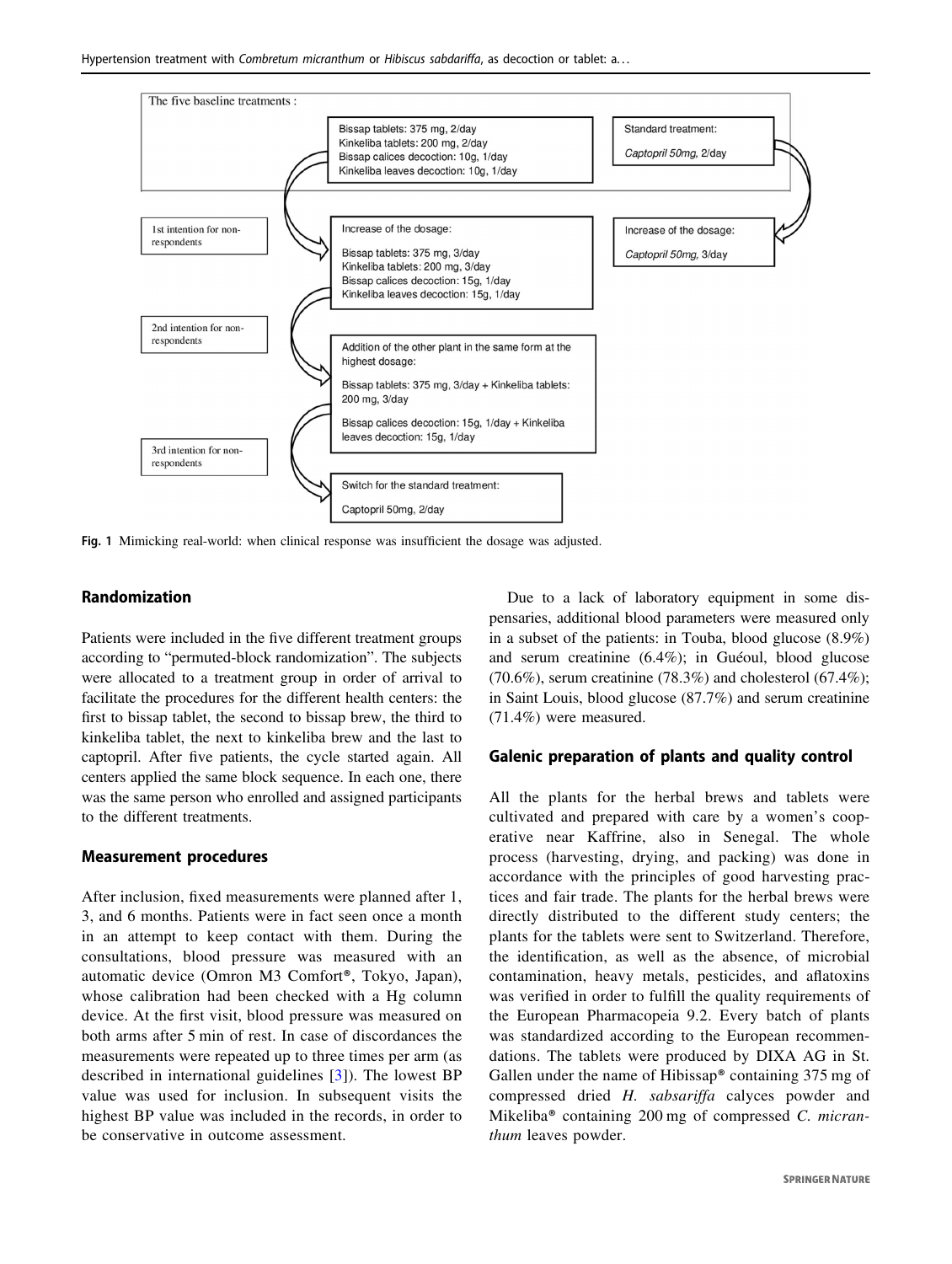The five baseline treatments :

Bissap tablets: 375 mg, 2/day
Kinkeliba tablets: 200 mg, 2/day
Bissap calices decoction: 10g, 1/day
Kinkeliba leaves decoction: 10g, 1/day

Standard treatment:
*Captopril 50mg*, 2/day

1st intention for non-respondents

Increase of the dosage:

Bissap tablets: 375 mg, 3/day
Kinkeliba tablets: 200 mg, 3/day
Bissap calices decoction: 15g, 1/day
Kinkeliba leaves decoction: 15g, 1/day

Increase of the dosage:
*Captopril 50mg*, 3/day

2nd intention for non-respondents

Addition of the other plant in the same form at the highest dosage:

Bissap tablets: 375 mg, 3/day + Kinkeliba tablets: 200 mg, 3/day

Bissap calices decoction: 15g, 1/day + Kinkeliba leaves decoction: 15g, 1/day

3rd intention for non-respondents

Switch for the standard treatment:

Captopril 50mg, 2/day

**Fig. 1** Mimicking real-world: when clinical response was insufficient the dosage was adjusted.

## Randomization

Patients were included in the five different treatment groups according to "permuted-block randomization". The subjects were allocated to a treatment group in order of arrival to facilitate the procedures for the different health centers: the first to bissap tablet, the second to bissap brew, the third to kinkeliba tablet, the next to kinkeliba brew and the last to captopril. After five patients, the cycle started again. All centers applied the same block sequence. In each one, there was the same person who enrolled and assigned participants to the different treatments.

## Measurement procedures

After inclusion, fixed measurements were planned after 1, 3, and 6 months. Patients were in fact seen once a month in an attempt to keep contact with them. During the consultations, blood pressure was measured with an automatic device (Omron M3 Comfort®, Tokyo, Japan), whose calibration had been checked with a Hg column device. At the first visit, blood pressure was measured on both arms after 5 min of rest. In case of discordances the measurements were repeated up to three times per arm (as described in international guidelines [3]). The lowest BP value was used for inclusion. In subsequent visits the highest BP value was included in the records, in order to be conservative in outcome assessment.

Due to a lack of laboratory equipment in some dispensaries, additional blood parameters were measured only in a subset of the patients: in Touba, blood glucose (8.9%) and serum creatinine (6.4%); in Guéoul, blood glucose (70.6%), serum creatinine (78.3%) and cholesterol (67.4%); in Saint Louis, blood glucose (87.7%) and serum creatinine (71.4%) were measured.

## Galenic preparation of plants and quality control

All the plants for the herbal brews and tablets were cultivated and prepared with care by a women's cooperative near Kaffrine, also in Senegal. The whole process (harvesting, drying, and packing) was done in accordance with the principles of good harvesting practices and fair trade. The plants for the herbal brews were directly distributed to the different study centers; the plants for the tablets were sent to Switzerland. Therefore, the identification, as well as the absence, of microbial contamination, heavy metals, pesticides, and aflatoxins was verified in order to fulfill the quality requirements of the European Pharmacopeia 9.2. Every batch of plants was standardized according to the European recommendations. The tablets were produced by DIXA AG in St. Gallen under the name of Hibissap® containing 375 mg of compressed dried *H. sabsariffa* calyces powder and Mikeliba® containing 200 mg of compressed *C. micranthum* leaves powder.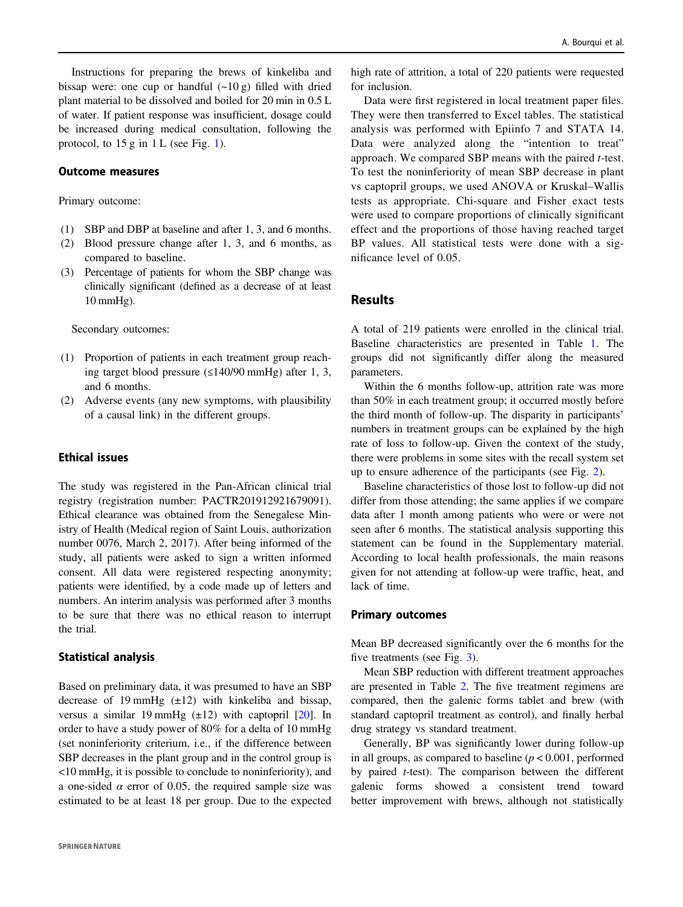Instructions for preparing the brews of kinkeliba and bissap were: one cup or handful (~10 g) filled with dried plant material to be dissolved and boiled for 20 min in 0.5 L of water. If patient response was insufficient, dosage could be increased during medical consultation, following the protocol, to 15 g in 1 L (see Fig. 1).

### Outcome measures

Primary outcome:

1. SBP and DBP at baseline and after 1, 3, and 6 months.
2. Blood pressure change after 1, 3, and 6 months, as compared to baseline.
3. Percentage of patients for whom the SBP change was clinically significant (defined as a decrease of at least 10 mmHg).

Secondary outcomes:

1. Proportion of patients in each treatment group reaching target blood pressure (≤140/90 mmHg) after 1, 3, and 6 months.
2. Adverse events (any new symptoms, with plausibility of a causal link) in the different groups.

### Ethical issues

The study was registered in the Pan-African clinical trial registry (registration number: PACTR201912921679091). Ethical clearance was obtained from the Senegalese Ministry of Health (Medical region of Saint Louis, authorization number 0076, March 2, 2017). After being informed of the study, all patients were asked to sign a written informed consent. All data were registered respecting anonymity; patients were identified, by a code made up of letters and numbers. An interim analysis was performed after 3 months to be sure that there was no ethical reason to interrupt the trial.

### Statistical analysis

Based on preliminary data, it was presumed to have an SBP decrease of 19 mmHg (±12) with kinkeliba and bissap, versus a similar 19 mmHg (±12) with captopril [20]. In order to have a study power of 80% for a delta of 10 mmHg (set noninferiority criterium, i.e., if the difference between SBP decreases in the plant group and in the control group is <10 mmHg, it is possible to conclude to noninferiority), and a one-sided $\alpha$ error of 0.05, the required sample size was estimated to be at least 18 per group. Due to the expected high rate of attrition, a total of 220 patients were requested for inclusion.

Data were first registered in local treatment paper files. They were then transferred to Excel tables. The statistical analysis was performed with Epiinfo 7 and STATA 14. Data were analyzed along the "intention to treat" approach. We compared SBP means with the paired $t$-test. To test the noninferiority of mean SBP decrease in plant vs captopril groups, we used ANOVA or Kruskal–Wallis tests as appropriate. Chi-square and Fisher exact tests were used to compare proportions of clinically significant effect and the proportions of those having reached target BP values. All statistical tests were done with a significance level of 0.05.

## Results

A total of 219 patients were enrolled in the clinical trial. Baseline characteristics are presented in Table 1. The groups did not significantly differ along the measured parameters.

Within the 6 months follow-up, attrition rate was more than 50% in each treatment group; it occurred mostly before the third month of follow-up. The disparity in participants' numbers in treatment groups can be explained by the high rate of loss to follow-up. Given the context of the study, there were problems in some sites with the recall system set up to ensure adherence of the participants (see Fig. 2).

Baseline characteristics of those lost to follow-up did not differ from those attending; the same applies if we compare data after 1 month among patients who were or were not seen after 6 months. The statistical analysis supporting this statement can be found in the Supplementary material. According to local health professionals, the main reasons given for not attending at follow-up were traffic, heat, and lack of time.

### Primary outcomes

Mean BP decreased significantly over the 6 months for the five treatments (see Fig. 3).

Mean SBP reduction with different treatment approaches are presented in Table 2. The five treatment regimens are compared, then the galenic forms tablet and brew (with standard captopril treatment as control), and finally herbal drug strategy vs standard treatment.

Generally, BP was significantly lower during follow-up in all groups, as compared to baseline ($p < 0.001$, performed by paired $t$-test). The comparison between the different galenic forms showed a consistent trend toward better improvement with brews, although not statistically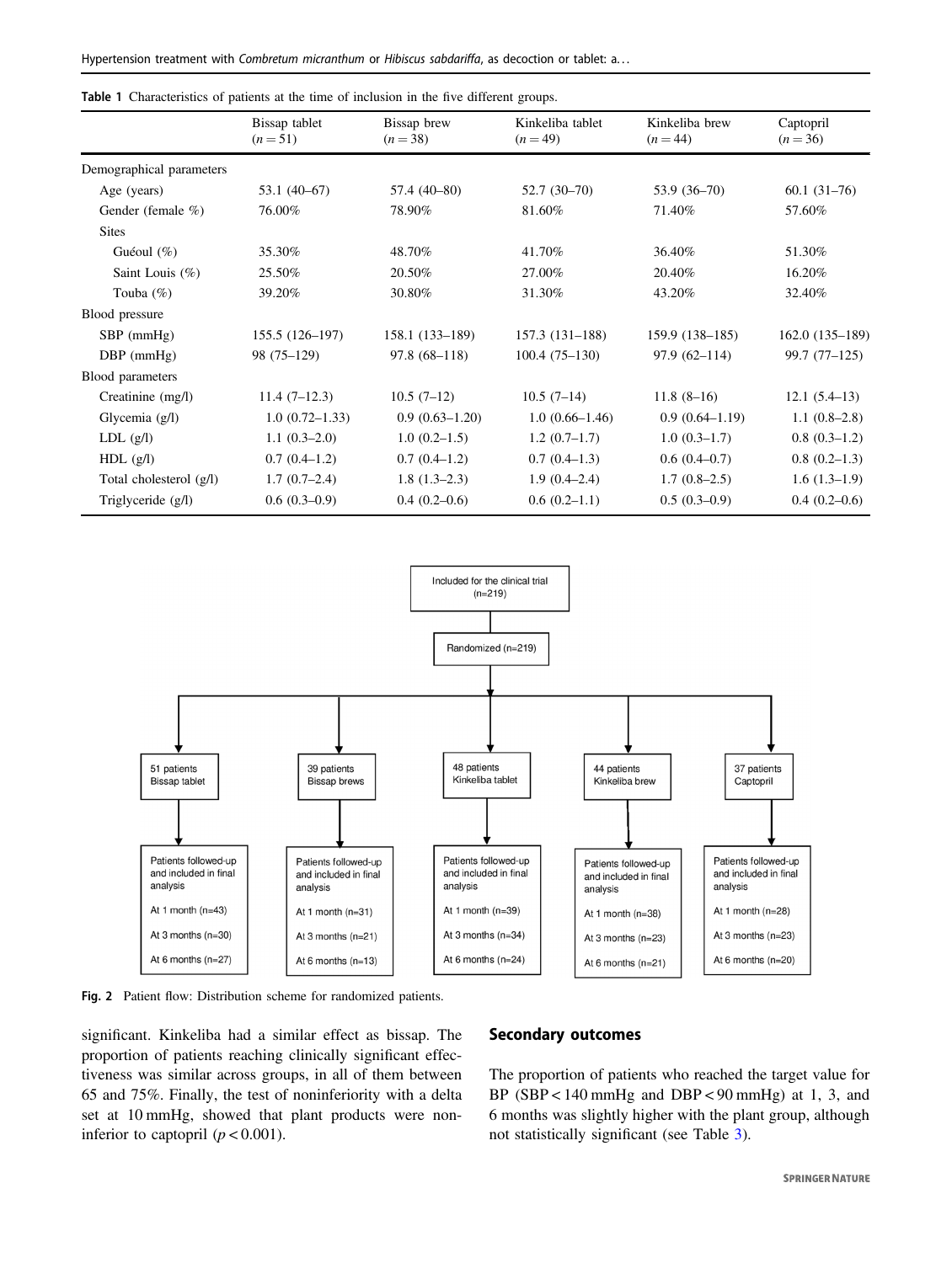**Table 1** Characteristics of patients at the time of inclusion in the five different groups.

| | Bissap tablet ($n = 51$) | Bissap brew ($n = 38$) | Kinkeliba tablet ($n = 49$) | Kinkeliba brew ($n = 44$) | Captopril ($n = 36$) |
|---|---|---|---|---|---|
| Demographical parameters | | | | | |
| Age (years) | 53.1 (40–67) | 57.4 (40–80) | 52.7 (30–70) | 53.9 (36–70) | 60.1 (31–76) |
| Gender (female %) | 76.00% | 78.90% | 81.60% | 71.40% | 57.60% |
| Sites | | | | | |
| Guéoul (%) | 35.30% | 48.70% | 41.70% | 36.40% | 51.30% |
| Saint Louis (%) | 25.50% | 20.50% | 27.00% | 20.40% | 16.20% |
| Touba (%) | 39.20% | 30.80% | 31.30% | 43.20% | 32.40% |
| Blood pressure | | | | | |
| SBP (mmHg) | 155.5 (126–197) | 158.1 (133–189) | 157.3 (131–188) | 159.9 (138–185) | 162.0 (135–189) |
| DBP (mmHg) | 98 (75–129) | 97.8 (68–118) | 100.4 (75–130) | 97.9 (62–114) | 99.7 (77–125) |
| Blood parameters | | | | | |
| Creatinine (mg/l) | 11.4 (7–12.3) | 10.5 (7–12) | 10.5 (7–14) | 11.8 (8–16) | 12.1 (5.4–13) |
| Glycemia (g/l) | 1.0 (0.72–1.33) | 0.9 (0.63–1.20) | 1.0 (0.66–1.46) | 0.9 (0.64–1.19) | 1.1 (0.8–2.8) |
| LDL (g/l) | 1.1 (0.3–2.0) | 1.0 (0.2–1.5) | 1.2 (0.7–1.7) | 1.0 (0.3–1.7) | 0.8 (0.3–1.2) |
| HDL (g/l) | 0.7 (0.4–1.2) | 0.7 (0.4–1.2) | 0.7 (0.4–1.3) | 0.6 (0.4–0.7) | 0.8 (0.2–1.3) |
| Total cholesterol (g/l) | 1.7 (0.7–2.4) | 1.8 (1.3–2.3) | 1.9 (0.4–2.4) | 1.7 (0.8–2.5) | 1.6 (1.3–1.9) |
| Triglyceride (g/l) | 0.6 (0.3–0.9) | 0.4 (0.2–0.6) | 0.6 (0.2–1.1) | 0.5 (0.3–0.9) | 0.4 (0.2–0.6) |

Included for the clinical trial (n=219)

Randomized (n=219)

| 51 patients Bissap tablet | 39 patients Bissap brews | 48 patients Kinkeliba tablet | 44 patients Kinkeliba brew | 37 patients Captopril |
|---|---|---|---|---|
| Patients followed-up and included in final analysis | Patients followed-up and included in final analysis | Patients followed-up and included in final analysis | Patients followed-up and included in final analysis | Patients followed-up and included in final analysis |
| At 1 month (n=43) | At 1 month (n=31) | At 1 month (n=39) | At 1 month (n=38) | At 1 month (n=28) |
| At 3 months (n=30) | At 3 months (n=21) | At 3 months (n=34) | At 3 months (n=23) | At 3 months (n=23) |
| At 6 months (n=27) | At 6 months (n=13) | At 6 months (n=24) | At 6 months (n=21) | At 6 months (n=20) |

**Fig. 2** Patient flow: Distribution scheme for randomized patients.

significant. Kinkeliba had a similar effect as bissap. The proportion of patients reaching clinically significant effectiveness was similar across groups, in all of them between 65 and 75%. Finally, the test of noninferiority with a delta set at 10 mmHg, showed that plant products were non-inferior to captopril ($p < 0.001$).

## Secondary outcomes

The proportion of patients who reached the target value for BP (SBP < 140 mmHg and DBP < 90 mmHg) at 1, 3, and 6 months was slightly higher with the plant group, although not statistically significant (see Table 3).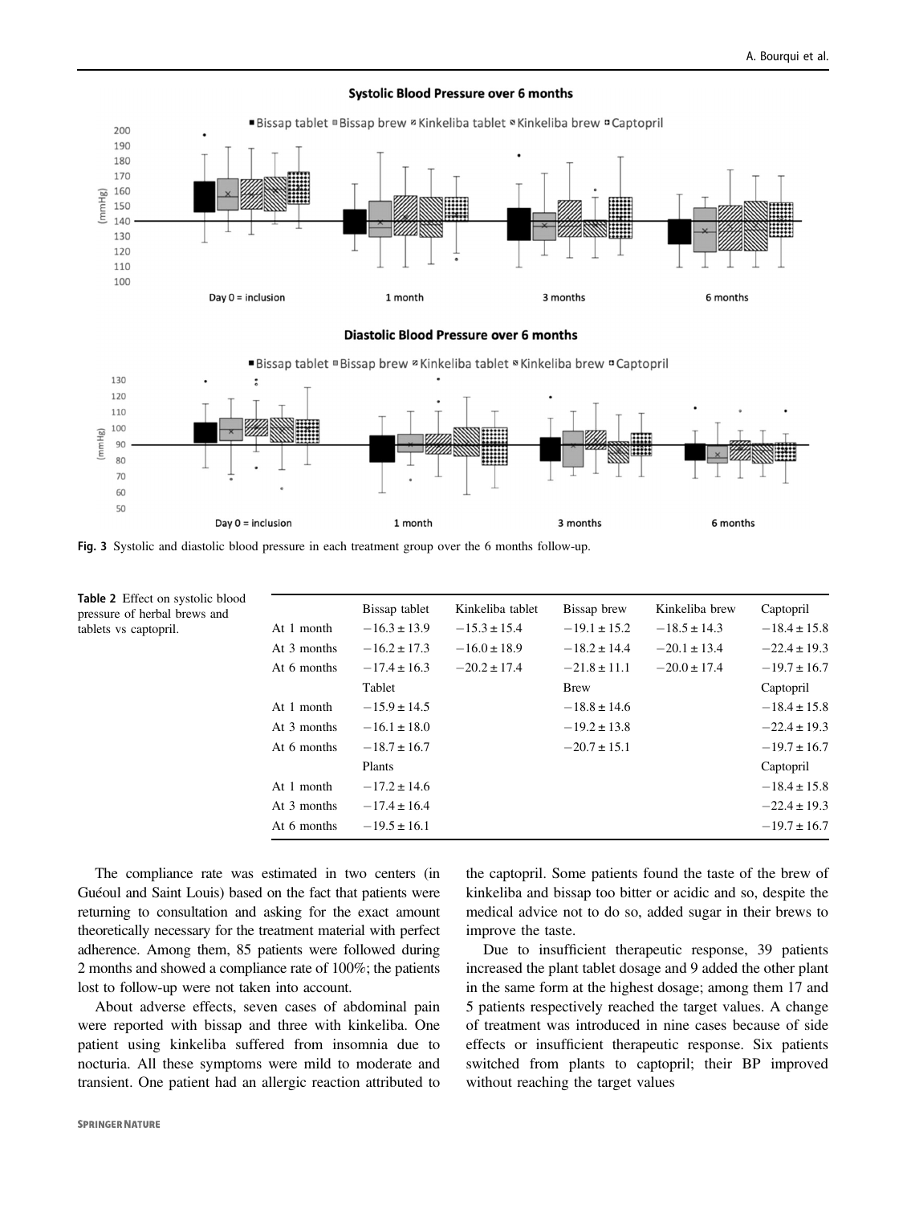Fig. 3 Systolic and diastolic blood pressure in each treatment group over the 6 months follow-up.

Table 2 Effect on systolic blood pressure of herbal brews and tablets vs captopril.

| | Bissap tablet | Kinkeliba tablet | Bissap brew | Kinkeliba brew | Captopril |
|---|---|---|---|---|---|
| At 1 month | −16.3 ± 13.9 | −15.3 ± 15.4 | −19.1 ± 15.2 | −18.5 ± 14.3 | −18.4 ± 15.8 |
| At 3 months | −16.2 ± 17.3 | −16.0 ± 18.9 | −18.2 ± 14.4 | −20.1 ± 13.4 | −22.4 ± 19.3 |
| At 6 months | −17.4 ± 16.3 | −20.2 ± 17.4 | −21.8 ± 11.1 | −20.0 ± 17.4 | −19.7 ± 16.7 |
| | Tablet | | Brew | | Captopril |
| At 1 month | −15.9 ± 14.5 | | −18.8 ± 14.6 | | −18.4 ± 15.8 |
| At 3 months | −16.1 ± 18.0 | | −19.2 ± 13.8 | | −22.4 ± 19.3 |
| At 6 months | −18.7 ± 16.7 | | −20.7 ± 15.1 | | −19.7 ± 16.7 |
| | Plants | | | | Captopril |
| At 1 month | −17.2 ± 14.6 | | | | −18.4 ± 15.8 |
| At 3 months | −17.4 ± 16.4 | | | | −22.4 ± 19.3 |
| At 6 months | −19.5 ± 16.1 | | | | −19.7 ± 16.7 |

The compliance rate was estimated in two centers (in Guéoul and Saint Louis) based on the fact that patients were returning to consultation and asking for the exact amount theoretically necessary for the treatment material with perfect adherence. Among them, 85 patients were followed during 2 months and showed a compliance rate of 100%; the patients lost to follow-up were not taken into account.

About adverse effects, seven cases of abdominal pain were reported with bissap and three with kinkeliba. One patient using kinkeliba suffered from insomnia due to nocturia. All these symptoms were mild to moderate and transient. One patient had an allergic reaction attributed to the captopril. Some patients found the taste of the brew of kinkeliba and bissap too bitter or acidic and so, despite the medical advice not to do so, added sugar in their brews to improve the taste.

Due to insufficient therapeutic response, 39 patients increased the plant tablet dosage and 9 added the other plant in the same form at the highest dosage; among them 17 and 5 patients respectively reached the target values. A change of treatment was introduced in nine cases because of side effects or insufficient therapeutic response. Six patients switched from plants to captopril; their BP improved without reaching the target values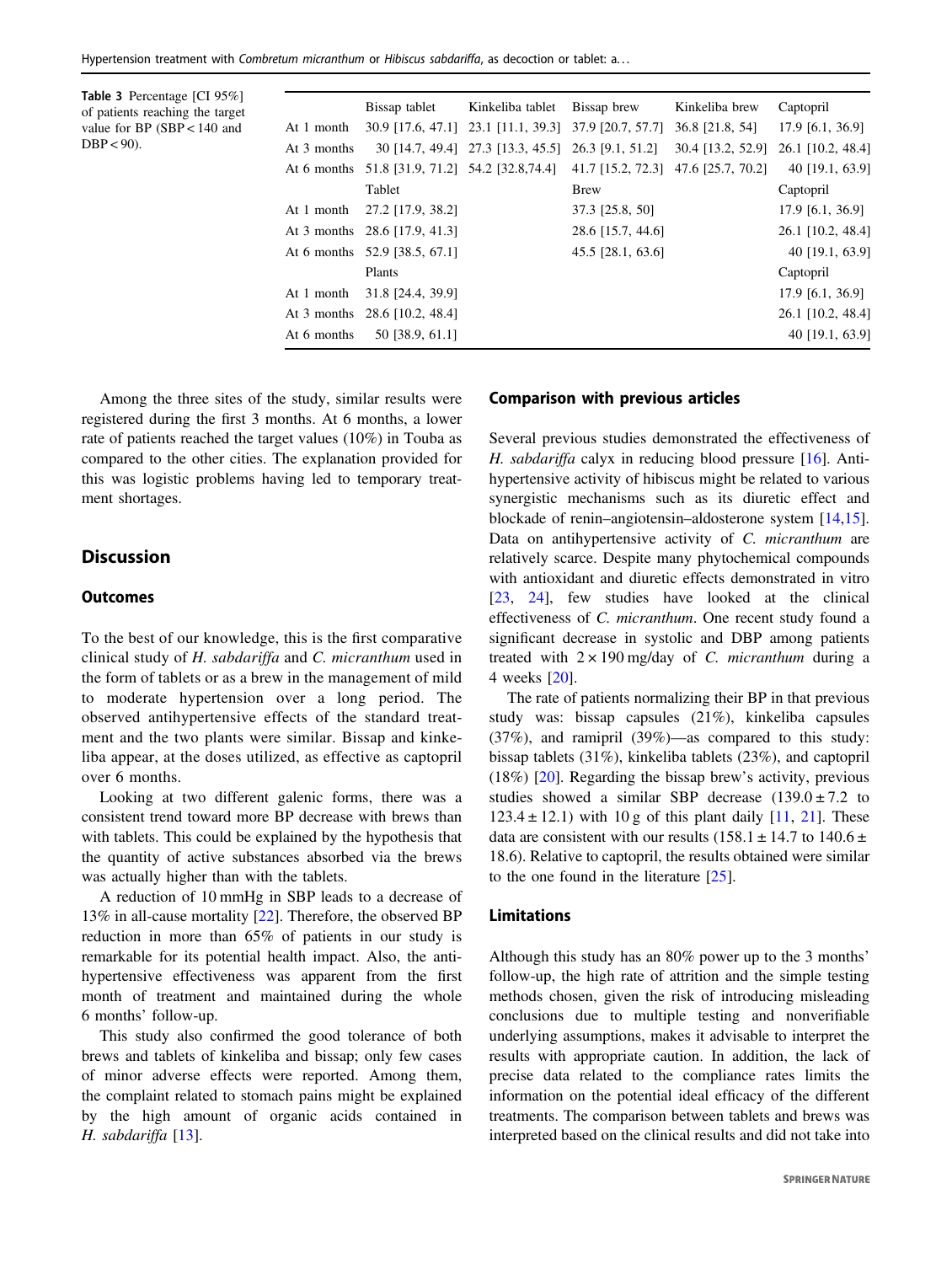**Table 3** Percentage [CI 95%] of patients reaching the target value for BP (SBP < 140 and DBP < 90).

| | Bissap tablet | Kinkeliba tablet | Bissap brew | Kinkeliba brew | Captopril |
|---|---|---|---|---|---|
| At 1 month | 30.9 [17.6, 47.1] | 23.1 [11.1, 39.3] | 37.9 [20.7, 57.7] | 36.8 [21.8, 54] | 17.9 [6.1, 36.9] |
| At 3 months | 30 [14.7, 49.4] | 27.3 [13.3, 45.5] | 26.3 [9.1, 51.2] | 30.4 [13.2, 52.9] | 26.1 [10.2, 48.4] |
| At 6 months | 51.8 [31.9, 71.2] | 54.2 [32.8,74.4] | 41.7 [15.2, 72.3] | 47.6 [25.7, 70.2] | 40 [19.1, 63.9] |
| | Tablet | | Brew | | Captopril |
| At 1 month | 27.2 [17.9, 38.2] | | 37.3 [25.8, 50] | | 17.9 [6.1, 36.9] |
| At 3 months | 28.6 [17.9, 41.3] | | 28.6 [15.7, 44.6] | | 26.1 [10.2, 48.4] |
| At 6 months | 52.9 [38.5, 67.1] | | 45.5 [28.1, 63.6] | | 40 [19.1, 63.9] |
| | Plants | | | | Captopril |
| At 1 month | 31.8 [24.4, 39.9] | | | | 17.9 [6.1, 36.9] |
| At 3 months | 28.6 [10.2, 48.4] | | | | 26.1 [10.2, 48.4] |
| At 6 months | 50 [38.9, 61.1] | | | | 40 [19.1, 63.9] |

Among the three sites of the study, similar results were registered during the first 3 months. At 6 months, a lower rate of patients reached the target values (10%) in Touba as compared to the other cities. The explanation provided for this was logistic problems having led to temporary treatment shortages.

## Discussion

### Outcomes

To the best of our knowledge, this is the first comparative clinical study of *H. sabdariffa* and *C. micranthum* used in the form of tablets or as a brew in the management of mild to moderate hypertension over a long period. The observed antihypertensive effects of the standard treatment and the two plants were similar. Bissap and kinkeliba appear, at the doses utilized, as effective as captopril over 6 months.

Looking at two different galenic forms, there was a consistent trend toward more BP decrease with brews than with tablets. This could be explained by the hypothesis that the quantity of active substances absorbed via the brews was actually higher than with the tablets.

A reduction of 10 mmHg in SBP leads to a decrease of 13% in all-cause mortality [22]. Therefore, the observed BP reduction in more than 65% of patients in our study is remarkable for its potential health impact. Also, the antihypertensive effectiveness was apparent from the first month of treatment and maintained during the whole 6 months' follow-up.

This study also confirmed the good tolerance of both brews and tablets of kinkeliba and bissap; only few cases of minor adverse effects were reported. Among them, the complaint related to stomach pains might be explained by the high amount of organic acids contained in *H. sabdariffa* [13].

### Comparison with previous articles

Several previous studies demonstrated the effectiveness of *H. sabdariffa* calyx in reducing blood pressure [16]. Antihypertensive activity of hibiscus might be related to various synergistic mechanisms such as its diuretic effect and blockade of renin–angiotensin–aldosterone system [14,15]. Data on antihypertensive activity of *C. micranthum* are relatively scarce. Despite many phytochemical compounds with antioxidant and diuretic effects demonstrated in vitro [23, 24], few studies have looked at the clinical effectiveness of *C. micranthum*. One recent study found a significant decrease in systolic and DBP among patients treated with 2 × 190 mg/day of *C. micranthum* during a 4 weeks [20].

The rate of patients normalizing their BP in that previous study was: bissap capsules (21%), kinkeliba capsules (37%), and ramipril (39%)—as compared to this study: bissap tablets (31%), kinkeliba tablets (23%), and captopril (18%) [20]. Regarding the bissap brew's activity, previous studies showed a similar SBP decrease (139.0 ± 7.2 to 123.4 ± 12.1) with 10 g of this plant daily [11, 21]. These data are consistent with our results (158.1 ± 14.7 to 140.6 ± 18.6). Relative to captopril, the results obtained were similar to the one found in the literature [25].

### Limitations

Although this study has an 80% power up to the 3 months' follow-up, the high rate of attrition and the simple testing methods chosen, given the risk of introducing misleading conclusions due to multiple testing and nonverifiable underlying assumptions, makes it advisable to interpret the results with appropriate caution. In addition, the lack of precise data related to the compliance rates limits the information on the potential ideal efficacy of the different treatments. The comparison between tablets and brews was interpreted based on the clinical results and did not take into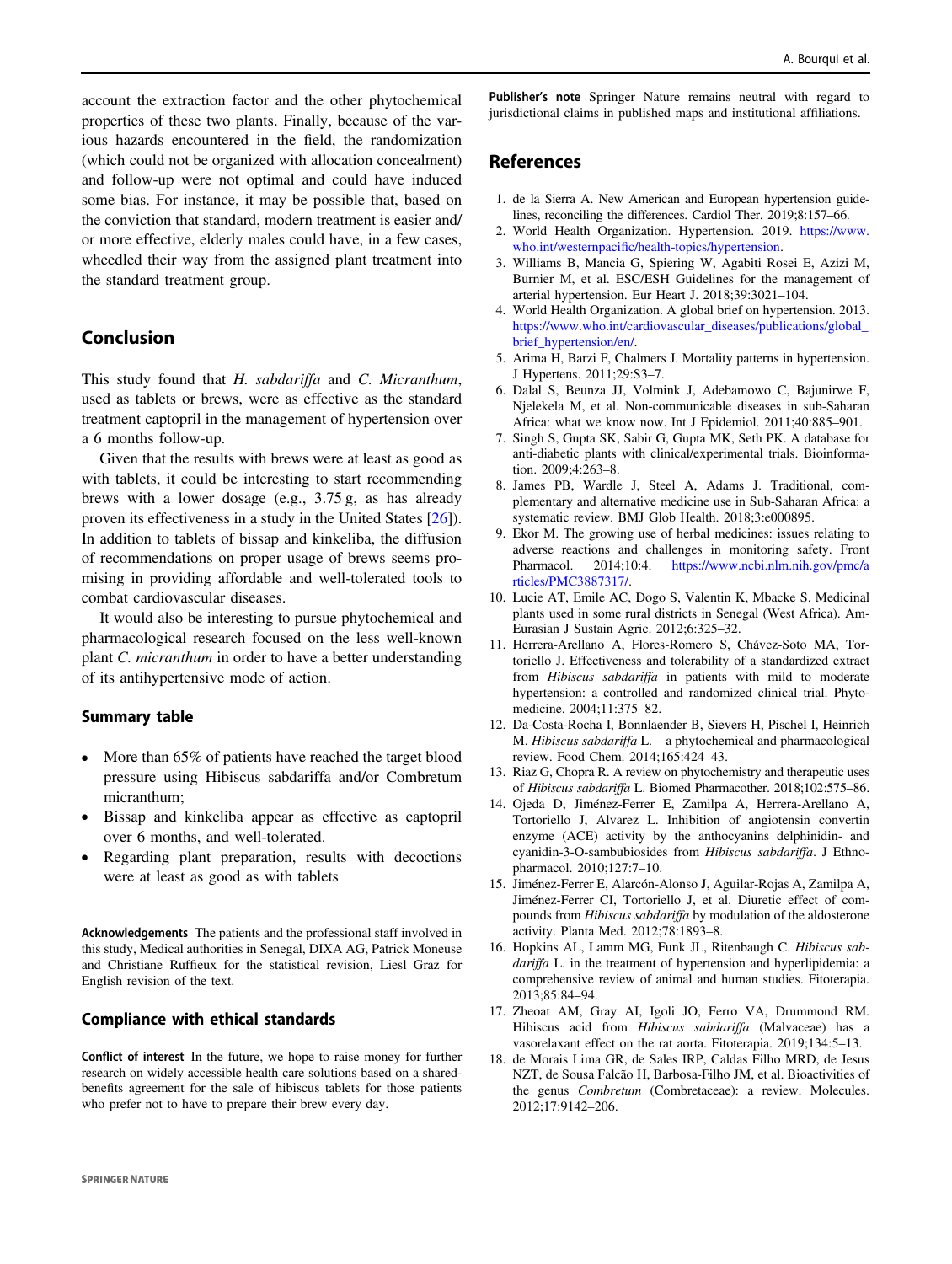account the extraction factor and the other phytochemical properties of these two plants. Finally, because of the various hazards encountered in the field, the randomization (which could not be organized with allocation concealment) and follow-up were not optimal and could have induced some bias. For instance, it may be possible that, based on the conviction that standard, modern treatment is easier and/or more effective, elderly males could have, in a few cases, wheedled their way from the assigned plant treatment into the standard treatment group.

## Conclusion

This study found that *H. sabdariffa* and *C. Micranthum*, used as tablets or brews, were as effective as the standard treatment captopril in the management of hypertension over a 6 months follow-up.

Given that the results with brews were at least as good as with tablets, it could be interesting to start recommending brews with a lower dosage (e.g., 3.75 g, as has already proven its effectiveness in a study in the United States [26]). In addition to tablets of bissap and kinkeliba, the diffusion of recommendations on proper usage of brews seems promising in providing affordable and well-tolerated tools to combat cardiovascular diseases.

It would also be interesting to pursue phytochemical and pharmacological research focused on the less well-known plant *C. micranthum* in order to have a better understanding of its antihypertensive mode of action.

### Summary table

- More than 65% of patients have reached the target blood pressure using Hibiscus sabdariffa and/or Combretum micranthum;
- Bissap and kinkeliba appear as effective as captopril over 6 months, and well-tolerated.
- Regarding plant preparation, results with decoctions were at least as good as with tablets

**Acknowledgements** The patients and the professional staff involved in this study, Medical authorities in Senegal, DIXA AG, Patrick Moneuse and Christiane Ruffieux for the statistical revision, Liesl Graz for English revision of the text.

## Compliance with ethical standards

**Conflict of interest** In the future, we hope to raise money for further research on widely accessible health care solutions based on a shared-benefits agreement for the sale of hibiscus tablets for those patients who prefer not to have to prepare their brew every day.

**Publisher's note** Springer Nature remains neutral with regard to jurisdictional claims in published maps and institutional affiliations.

## References

1. de la Sierra A. New American and European hypertension guidelines, reconciling the differences. Cardiol Ther. 2019;8:157–66.
2. World Health Organization. Hypertension. 2019. https://www.who.int/westernpacific/health-topics/hypertension.
3. Williams B, Mancia G, Spiering W, Agabiti Rosei E, Azizi M, Burnier M, et al. ESC/ESH Guidelines for the management of arterial hypertension. Eur Heart J. 2018;39:3021–104.
4. World Health Organization. A global brief on hypertension. 2013. https://www.who.int/cardiovascular_diseases/publications/global_brief_hypertension/en/.
5. Arima H, Barzi F, Chalmers J. Mortality patterns in hypertension. J Hypertens. 2011;29:S3–7.
6. Dalal S, Beunza JJ, Volmink J, Adebamowo C, Bajunirwe F, Njelekela M, et al. Non-communicable diseases in sub-Saharan Africa: what we know now. Int J Epidemiol. 2011;40:885–901.
7. Singh S, Gupta SK, Sabir G, Gupta MK, Seth PK. A database for anti-diabetic plants with clinical/experimental trials. Bioinformation. 2009;4:263–8.
8. James PB, Wardle J, Steel A, Adams J. Traditional, complementary and alternative medicine use in Sub-Saharan Africa: a systematic review. BMJ Glob Health. 2018;3:e000895.
9. Ekor M. The growing use of herbal medicines: issues relating to adverse reactions and challenges in monitoring safety. Front Pharmacol. 2014;10:4. https://www.ncbi.nlm.nih.gov/pmc/articles/PMC3887317/.
10. Lucie AT, Emile AC, Dogo S, Valentin K, Mbacke S. Medicinal plants used in some rural districts in Senegal (West Africa). Am-Eurasian J Sustain Agric. 2012;6:325–32.
11. Herrera-Arellano A, Flores-Romero S, Chávez-Soto MA, Tortoriello J. Effectiveness and tolerability of a standardized extract from *Hibiscus sabdariffa* in patients with mild to moderate hypertension: a controlled and randomized clinical trial. Phytomedicine. 2004;11:375–82.
12. Da-Costa-Rocha I, Bonnlaender B, Sievers H, Pischel I, Heinrich M. *Hibiscus sabdariffa* L.—a phytochemical and pharmacological review. Food Chem. 2014;165:424–43.
13. Riaz G, Chopra R. A review on phytochemistry and therapeutic uses of *Hibiscus sabdariffa* L. Biomed Pharmacother. 2018;102:575–86.
14. Ojeda D, Jiménez-Ferrer E, Zamilpa A, Herrera-Arellano A, Tortoriello J, Alvarez L. Inhibition of angiotensin convertin enzyme (ACE) activity by the anthocyanins delphinidin- and cyanidin-3-O-sambubiosides from *Hibiscus sabdariffa*. J Ethnopharmacol. 2010;127:7–10.
15. Jiménez-Ferrer E, Alarcón-Alonso J, Aguilar-Rojas A, Zamilpa A, Jiménez-Ferrer CI, Tortoriello J, et al. Diuretic effect of compounds from *Hibiscus sabdariffa* by modulation of the aldosterone activity. Planta Med. 2012;78:1893–8.
16. Hopkins AL, Lamm MG, Funk JL, Ritenbaugh C. *Hibiscus sabdariffa* L. in the treatment of hypertension and hyperlipidemia: a comprehensive review of animal and human studies. Fitoterapia. 2013;85:84–94.
17. Zheoat AM, Gray AI, Igoli JO, Ferro VA, Drummond RM. Hibiscus acid from *Hibiscus sabdariffa* (Malvaceae) has a vasorelaxant effect on the rat aorta. Fitoterapia. 2019;134:5–13.
18. de Morais Lima GR, de Sales IRP, Caldas Filho MRD, de Jesus NZT, de Sousa Falcão H, Barbosa-Filho JM, et al. Bioactivities of the genus *Combretum* (Combretaceae): a review. Molecules. 2012;17:9142–206.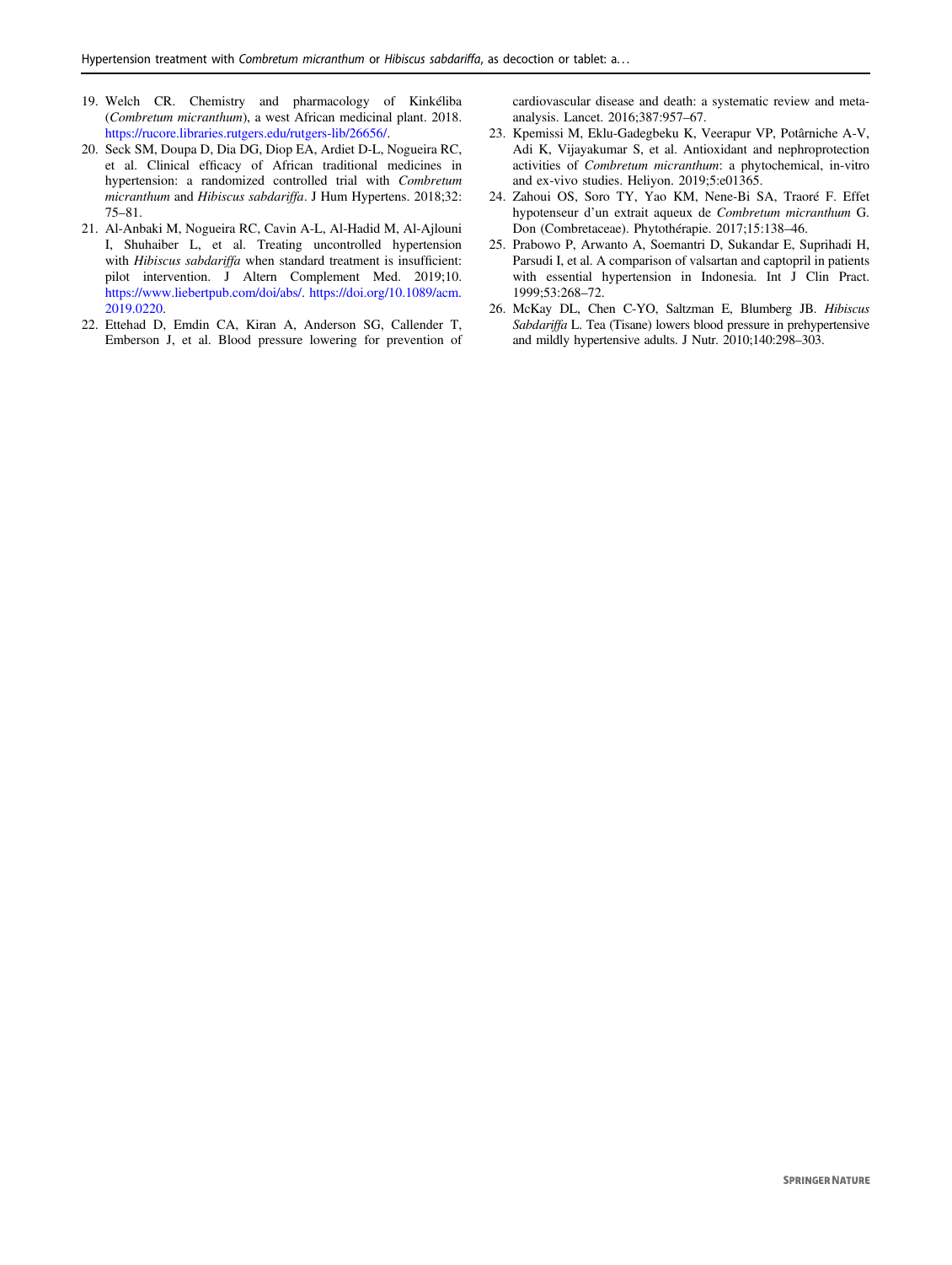19. Welch CR. Chemistry and pharmacology of Kinkéliba (*Combretum micranthum*), a west African medicinal plant. 2018. https://rucore.libraries.rutgers.edu/rutgers-lib/26656/.
20. Seck SM, Doupa D, Dia DG, Diop EA, Ardiet D-L, Nogueira RC, et al. Clinical efficacy of African traditional medicines in hypertension: a randomized controlled trial with *Combretum micranthum* and *Hibiscus sabdariffa*. J Hum Hypertens. 2018;32:75–81.
21. Al-Anbaki M, Nogueira RC, Cavin A-L, Al-Hadid M, Al-Ajlouni I, Shuhaiber L, et al. Treating uncontrolled hypertension with *Hibiscus sabdariffa* when standard treatment is insufficient: pilot intervention. J Altern Complement Med. 2019;10. https://www.liebertpub.com/doi/abs/. https://doi.org/10.1089/acm.2019.0220.
22. Ettehad D, Emdin CA, Kiran A, Anderson SG, Callender T, Emberson J, et al. Blood pressure lowering for prevention of cardiovascular disease and death: a systematic review and meta-analysis. Lancet. 2016;387:957–67.
23. Kpemissi M, Eklu-Gadegbeku K, Veerapur VP, Potârniche A-V, Adi K, Vijayakumar S, et al. Antioxidant and nephroprotection activities of *Combretum micranthum*: a phytochemical, in-vitro and ex-vivo studies. Heliyon. 2019;5:e01365.
24. Zahoui OS, Soro TY, Yao KM, Nene-Bi SA, Traoré F. Effet hypotenseur d'un extrait aqueux de *Combretum micranthum* G. Don (Combretaceae). Phytothérapie. 2017;15:138–46.
25. Prabowo P, Arwanto A, Soemantri D, Sukandar E, Suprihadi H, Parsudi I, et al. A comparison of valsartan and captopril in patients with essential hypertension in Indonesia. Int J Clin Pract. 1999;53:268–72.
26. McKay DL, Chen C-YO, Saltzman E, Blumberg JB. *Hibiscus Sabdariffa* L. Tea (Tisane) lowers blood pressure in prehypertensive and mildly hypertensive adults. J Nutr. 2010;140:298–303.